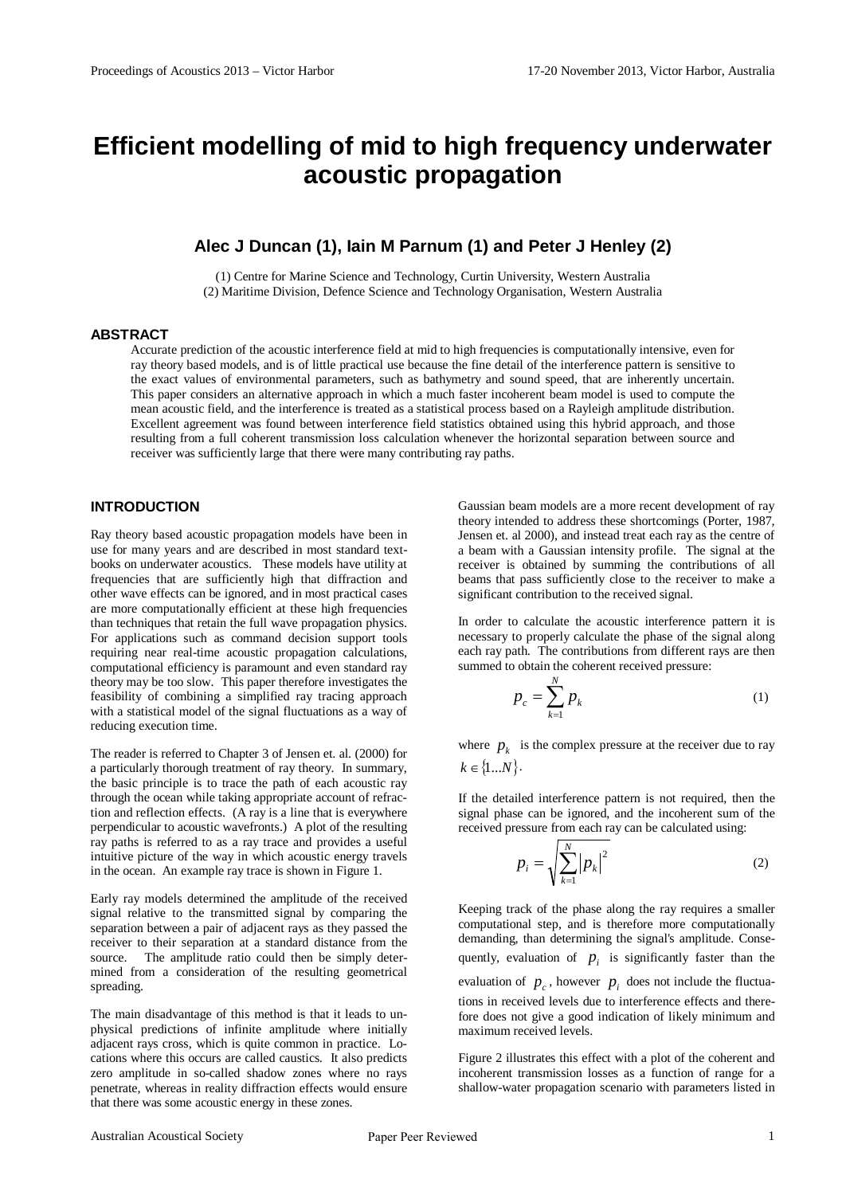// Efficient modelling of mid to high frequency underwater acoustic propagation

# Efficient modelling of mid to high frequency underwater acoustic propagation

### Alec J Duncan (1), Iain M Parnum (1) and Peter J Henley (2)

(1) Centre for Marine Science and Technology, Curtin University, Western Australia
(2) Maritime Division, Defence Science and Technology Organisation, Western Australia

## ABSTRACT

Accurate prediction of the acoustic interference field at mid to high frequencies is computationally intensive, even for ray theory based models, and is of little practical use because the fine detail of the interference pattern is sensitive to the exact values of environmental parameters, such as bathymetry and sound speed, that are inherently uncertain. This paper considers an alternative approach in which a much faster incoherent beam model is used to compute the mean acoustic field, and the interference is treated as a statistical process based on a Rayleigh amplitude distribution. Excellent agreement was found between interference field statistics obtained using this hybrid approach, and those resulting from a full coherent transmission loss calculation whenever the horizontal separation between source and receiver was sufficiently large that there were many contributing ray paths.

## INTRODUCTION

Ray theory based acoustic propagation models have been in use for many years and are described in most standard text-books on underwater acoustics. These models have utility at frequencies that are sufficiently high that diffraction and other wave effects can be ignored, and in most practical cases are more computationally efficient at these high frequencies than techniques that retain the full wave propagation physics. For applications such as command decision support tools requiring near real-time acoustic propagation calculations, computational efficiency is paramount and even standard ray theory may be too slow. This paper therefore investigates the feasibility of combining a simplified ray tracing approach with a statistical model of the signal fluctuations as a way of reducing execution time.

The reader is referred to Chapter 3 of Jensen et. al. (2000) for a particularly thorough treatment of ray theory. In summary, the basic principle is to trace the path of each acoustic ray through the ocean while taking appropriate account of refraction and reflection effects. (A ray is a line that is everywhere perpendicular to acoustic wavefronts.) A plot of the resulting ray paths is referred to as a ray trace and provides a useful intuitive picture of the way in which acoustic energy travels in the ocean. An example ray trace is shown in Figure 1.

Early ray models determined the amplitude of the received signal relative to the transmitted signal by comparing the separation between a pair of adjacent rays as they passed the receiver to their separation at a standard distance from the source. The amplitude ratio could then be simply determined from a consideration of the resulting geometrical spreading.

The main disadvantage of this method is that it leads to unphysical predictions of infinite amplitude where initially adjacent rays cross, which is quite common in practice. Locations where this occurs are called caustics. It also predicts zero amplitude in so-called shadow zones where no rays penetrate, whereas in reality diffraction effects would ensure that there was some acoustic energy in these zones.

Gaussian beam models are a more recent development of ray theory intended to address these shortcomings (Porter, 1987, Jensen et. al 2000), and instead treat each ray as the centre of a beam with a Gaussian intensity profile. The signal at the receiver is obtained by summing the contributions of all beams that pass sufficiently close to the receiver to make a significant contribution to the received signal.

In order to calculate the acoustic interference pattern it is necessary to properly calculate the phase of the signal along each ray path. The contributions from different rays are then summed to obtain the coherent received pressure:

$$p_c = \sum_{k=1}^{N} p_k \tag{1}$$

where $p_k$ is the complex pressure at the receiver due to ray $k \in \{1 \ldots N\}$.

If the detailed interference pattern is not required, then the signal phase can be ignored, and the incoherent sum of the received pressure from each ray can be calculated using:

$$p_i = \sqrt{\sum_{k=1}^{N} |p_k|^2} \tag{2}$$

Keeping track of the phase along the ray requires a smaller computational step, and is therefore more computationally demanding, than determining the signal's amplitude. Consequently, evaluation of $p_i$ is significantly faster than the evaluation of $p_c$, however $p_i$ does not include the fluctuations in received levels due to interference effects and therefore does not give a good indication of likely minimum and maximum received levels.

Figure 2 illustrates this effect with a plot of the coherent and incoherent transmission losses as a function of range for a shallow-water propagation scenario with parameters listed in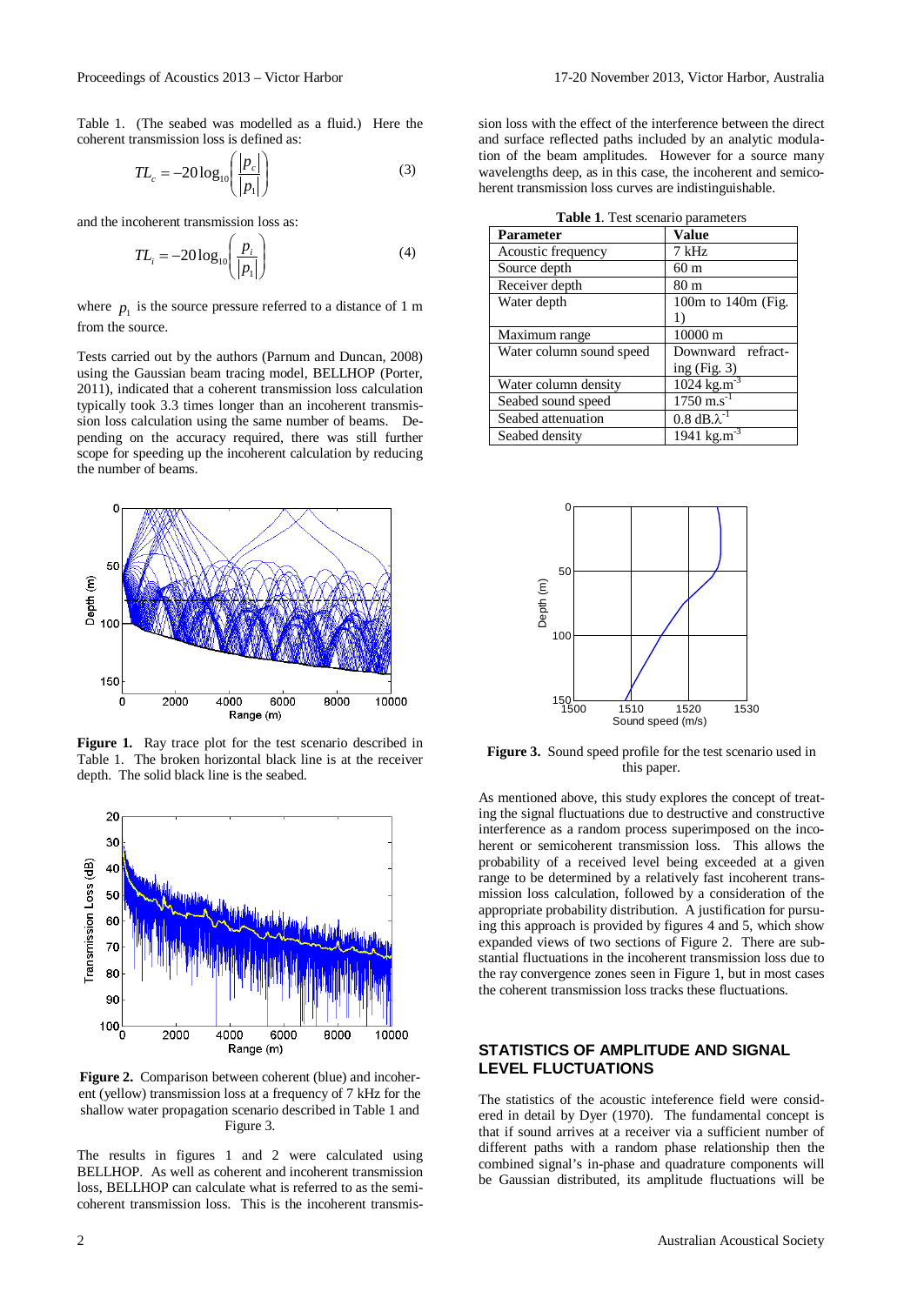Table 1. (The seabed was modelled as a fluid.) Here the coherent transmission loss is defined as:

$$TL_c = -20\log_{10}\left(\frac{|p_c|}{|p_1|}\right) \tag{3}$$

and the incoherent transmission loss as:

$$TL_i = -20\log_{10}\left(\frac{p_i}{|p_1|}\right) \tag{4}$$

where $p_1$ is the source pressure referred to a distance of 1 m from the source.

Tests carried out by the authors (Parnum and Duncan, 2008) using the Gaussian beam tracing model, BELLHOP (Porter, 2011), indicated that a coherent transmission loss calculation typically took 3.3 times longer than an incoherent transmission loss calculation using the same number of beams. Depending on the accuracy required, there was still further scope for speeding up the incoherent calculation by reducing the number of beams.

**Figure 1.** Ray trace plot for the test scenario described in Table 1. The broken horizontal black line is at the receiver depth. The solid black line is the seabed.

**Figure 2.** Comparison between coherent (blue) and incoherent (yellow) transmission loss at a frequency of 7 kHz for the shallow water propagation scenario described in Table 1 and Figure 3.

The results in figures 1 and 2 were calculated using BELLHOP. As well as coherent and incoherent transmission loss, BELLHOP can calculate what is referred to as the semi-coherent transmission loss. This is the incoherent transmission loss with the effect of the interference between the direct and surface reflected paths included by an analytic modulation of the beam amplitudes. However for a source many wavelengths deep, as in this case, the incoherent and semicoherent transmission loss curves are indistinguishable.

**Table 1**. Test scenario parameters

| Parameter | Value |
|---|---|
| Acoustic frequency | 7 kHz |
| Source depth | 60 m |
| Receiver depth | 80 m |
| Water depth | 100m to 140m (Fig. 1) |
| Maximum range | 10000 m |
| Water column sound speed | Downward refracting (Fig. 3) |
| Water column density | 1024 kg.m$^{-3}$ |
| Seabed sound speed | 1750 m.s$^{-1}$ |
| Seabed attenuation | 0.8 dB.$\lambda^{-1}$ |
| Seabed density | 1941 kg.m$^{-3}$ |

**Figure 3.** Sound speed profile for the test scenario used in this paper.

As mentioned above, this study explores the concept of treating the signal fluctuations due to destructive and constructive interference as a random process superimposed on the incoherent or semicoherent transmission loss. This allows the probability of a received level being exceeded at a given range to be determined by a relatively fast incoherent transmission loss calculation, followed by a consideration of the appropriate probability distribution. A justification for pursuing this approach is provided by figures 4 and 5, which show expanded views of two sections of Figure 2. There are substantial fluctuations in the incoherent transmission loss due to the ray convergence zones seen in Figure 1, but in most cases the coherent transmission loss tracks these fluctuations.

## STATISTICS OF AMPLITUDE AND SIGNAL LEVEL FLUCTUATIONS

The statistics of the acoustic inteference field were considered in detail by Dyer (1970). The fundamental concept is that if sound arrives at a receiver via a sufficient number of different paths with a random phase relationship then the combined signal's in-phase and quadrature components will be Gaussian distributed, its amplitude fluctuations will be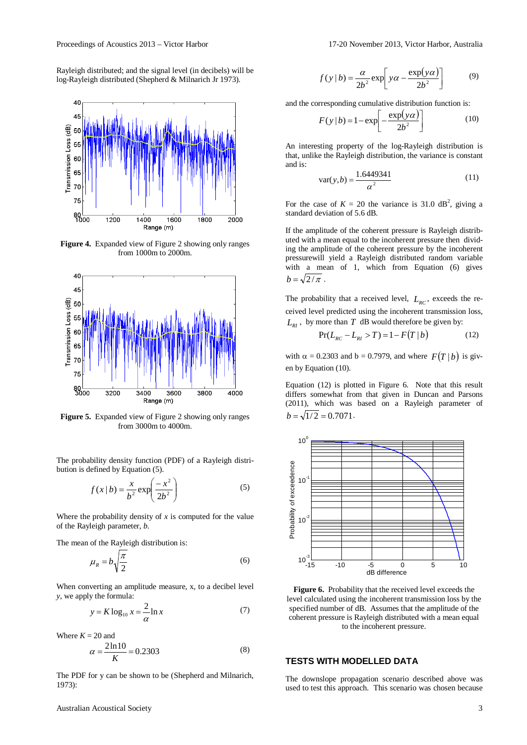Rayleigh distributed; and the signal level (in decibels) will be log-Rayleigh distributed (Shepherd & Milnarich Jr 1973).

**Figure 4.** Expanded view of Figure 2 showing only ranges from 1000m to 2000m.

**Figure 5.** Expanded view of Figure 2 showing only ranges from 3000m to 4000m.

The probability density function (PDF) of a Rayleigh distribution is defined by Equation (5).

$$f(x\,|\,b) = \frac{x}{b^2}\exp\left(\frac{-x^2}{2b^2}\right) \tag{5}$$

Where the probability density of *x* is computed for the value of the Rayleigh parameter, *b*.

The mean of the Rayleigh distribution is:

$$\mu_R = b\sqrt{\frac{\pi}{2}} \tag{6}$$

When converting an amplitude measure, x, to a decibel level *y*, we apply the formula:

$$y = K\log_{10} x = \frac{2}{\alpha}\ln x \tag{7}$$

Where $K = 20$ and

$$\alpha = \frac{2\ln 10}{K} = 0.2303 \tag{8}$$

The PDF for y can be shown to be (Shepherd and Milnarich, 1973):

$$f(y\,|\,b) = \frac{\alpha}{2b^2}\exp\left[y\alpha - \frac{\exp(y\alpha)}{2b^2}\right] \tag{9}$$

and the corresponding cumulative distribution function is:

$$F(y\,|\,b) = 1 - \exp\left[-\frac{\exp(y\alpha)}{2b^2}\right] \tag{10}$$

An interesting property of the log-Rayleigh distribution is that, unlike the Rayleigh distribution, the variance is constant and is:

$$\mathrm{var}(y,b) = \frac{1.6449341}{\alpha^2} \tag{11}$$

For the case of $K = 20$ the variance is 31.0 dB$^2$, giving a standard deviation of 5.6 dB.

If the amplitude of the coherent pressure is Rayleigh distributed with a mean equal to the incoherent pressure then dividing the amplitude of the coherent pressure by the incoherent pressurewill yield a Rayleigh distributed random variable with a mean of 1, which from Equation (6) gives $b = \sqrt{2/\pi}$.

The probability that a received level, $L_{RC}$, exceeds the received level predicted using the incoherent transmission loss, $L_{RI}$, by more than $T$ dB would therefore be given by:

$$\Pr(L_{RC} - L_{RI} > T) = 1 - F(T\,|\,b) \tag{12}$$

with $\alpha = 0.2303$ and $b = 0.7979$, and where $F(T\,|\,b)$ is given by Equation (10).

Equation (12) is plotted in Figure 6. Note that this result differs somewhat from that given in Duncan and Parsons (2011), which was based on a Rayleigh parameter of $b = \sqrt{1/2} = 0.7071$.

**Figure 6.** Probability that the received level exceeds the level calculated using the incoherent transmission loss by the specified number of dB. Assumes that the amplitude of the coherent pressure is Rayleigh distributed with a mean equal to the incoherent pressure.

## TESTS WITH MODELLED DATA

The downslope propagation scenario described above was used to test this approach. This scenario was chosen because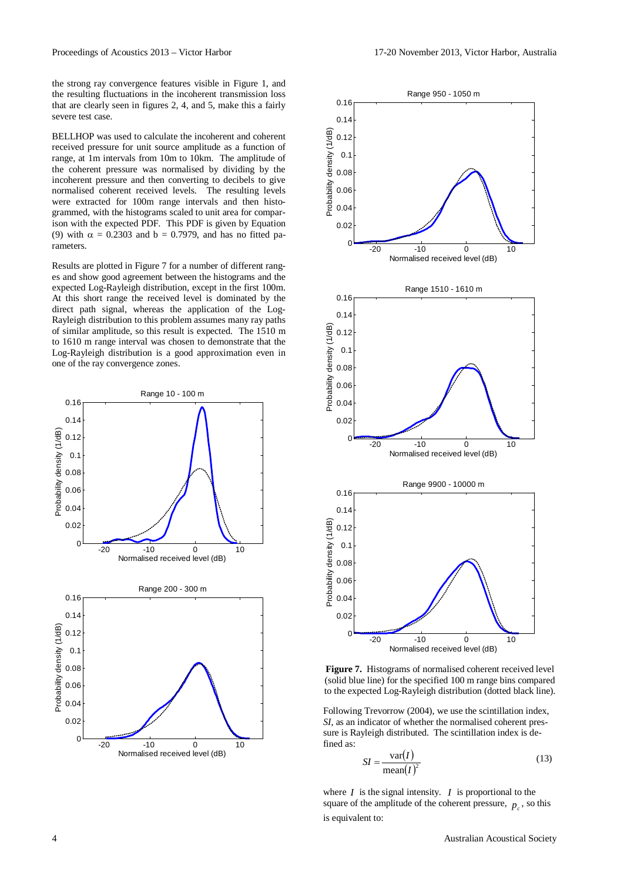the strong ray convergence features visible in Figure 1, and the resulting fluctuations in the incoherent transmission loss that are clearly seen in figures 2, 4, and 5, make this a fairly severe test case.

BELLHOP was used to calculate the incoherent and coherent received pressure for unit source amplitude as a function of range, at 1m intervals from 10m to 10km. The amplitude of the coherent pressure was normalised by dividing by the incoherent pressure and then converting to decibels to give normalised coherent received levels. The resulting levels were extracted for 100m range intervals and then histogrammed, with the histograms scaled to unit area for comparison with the expected PDF. This PDF is given by Equation (9) with $\alpha$ = 0.2303 and b = 0.7979, and has no fitted parameters.

Results are plotted in Figure 7 for a number of different ranges and show good agreement between the histograms and the expected Log-Rayleigh distribution, except in the first 100m. At this short range the received level is dominated by the direct path signal, whereas the application of the Log-Rayleigh distribution to this problem assumes many ray paths of similar amplitude, so this result is expected. The 1510 m to 1610 m range interval was chosen to demonstrate that the Log-Rayleigh distribution is a good approximation even in one of the ray convergence zones.

**Figure 7.** Histograms of normalised coherent received level (solid blue line) for the specified 100 m range bins compared to the expected Log-Rayleigh distribution (dotted black line).

Following Trevorrow (2004), we use the scintillation index, *SI*, as an indicator of whether the normalised coherent pressure is Rayleigh distributed. The scintillation index is defined as:

$$SI = \frac{\mathrm{var}(I)}{\mathrm{mean}(I)^2} \tag{13}$$

where $I$ is the signal intensity. $I$ is proportional to the square of the amplitude of the coherent pressure, $p_c$, so this is equivalent to: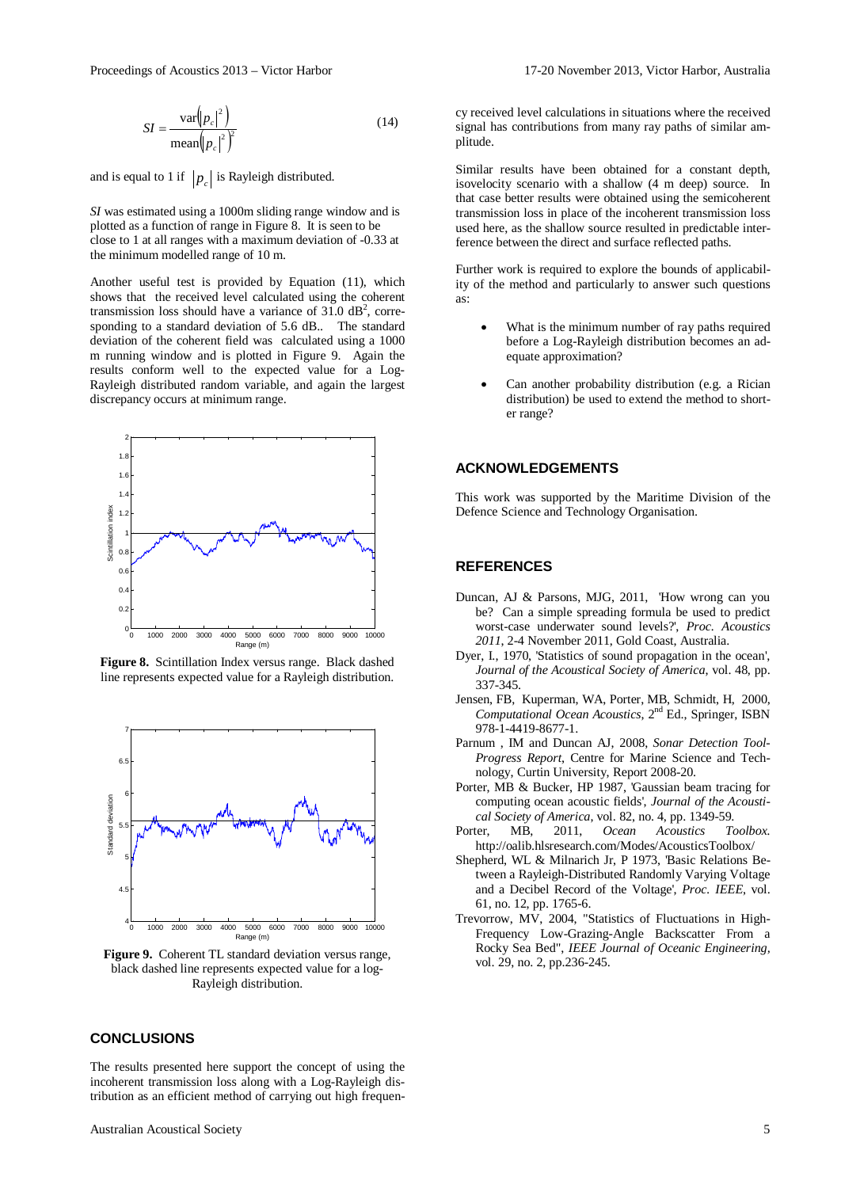$$SI = \frac{\mathrm{var}\left(|p_c|^2\right)}{\mathrm{mean}\left(|p_c|^2\right)^2} \tag{14}$$

and is equal to 1 if $|p_c|$ is Rayleigh distributed.

*SI* was estimated using a 1000m sliding range window and is plotted as a function of range in Figure 8. It is seen to be close to 1 at all ranges with a maximum deviation of -0.33 at the minimum modelled range of 10 m.

Another useful test is provided by Equation (11), which shows that the received level calculated using the coherent transmission loss should have a variance of 31.0 $dB^2$, corresponding to a standard deviation of 5.6 dB.. The standard deviation of the coherent field was calculated using a 1000 m running window and is plotted in Figure 9. Again the results conform well to the expected value for a Log-Rayleigh distributed random variable, and again the largest discrepancy occurs at minimum range.

Scintillation index
2
1.8
1.6
1.4
1.2
1
0.8
0.6
0.4
0.2
0
0 1000 2000 3000 4000 5000 6000 7000 8000 9000 10000
Range (m)

**Figure 8.** Scintillation Index versus range. Black dashed line represents expected value for a Rayleigh distribution.

Standard deviation
7
6.5
6
5.5
5
4.5
4
0 1000 2000 3000 4000 5000 6000 7000 8000 9000 10000
Range (m)

**Figure 9.** Coherent TL standard deviation versus range, black dashed line represents expected value for a log-Rayleigh distribution.

## CONCLUSIONS

The results presented here support the concept of using the incoherent transmission loss along with a Log-Rayleigh distribution as an efficient method of carrying out high frequency received level calculations in situations where the received signal has contributions from many ray paths of similar amplitude.

Similar results have been obtained for a constant depth, isovelocity scenario with a shallow (4 m deep) source. In that case better results were obtained using the semicoherent transmission loss in place of the incoherent transmission loss used here, as the shallow source resulted in predictable interference between the direct and surface reflected paths.

Further work is required to explore the bounds of applicability of the method and particularly to answer such questions as:

- What is the minimum number of ray paths required before a Log-Rayleigh distribution becomes an adequate approximation?
- Can another probability distribution (e.g. a Rician distribution) be used to extend the method to shorter range?

## ACKNOWLEDGEMENTS

This work was supported by the Maritime Division of the Defence Science and Technology Organisation.

## REFERENCES

Duncan, AJ & Parsons, MJG, 2011, 'How wrong can you be? Can a simple spreading formula be used to predict worst-case underwater sound levels?', *Proc. Acoustics 2011*, 2-4 November 2011, Gold Coast, Australia.

Dyer, I., 1970, 'Statistics of sound propagation in the ocean', *Journal of the Acoustical Society of America*, vol. 48, pp. 337-345.

Jensen, FB, Kuperman, WA, Porter, MB, Schmidt, H, 2000, *Computational Ocean Acoustics*, 2nd Ed., Springer, ISBN 978-1-4419-8677-1.

Parnum , IM and Duncan AJ, 2008, *Sonar Detection Tool-Progress Report*, Centre for Marine Science and Technology, Curtin University, Report 2008-20.

Porter, MB & Bucker, HP 1987, 'Gaussian beam tracing for computing ocean acoustic fields', *Journal of the Acoustical Society of America*, vol. 82, no. 4, pp. 1349-59.

Porter, MB, 2011, *Ocean Acoustics Toolbox.* http://oalib.hlsresearch.com/Modes/AcousticsToolbox/

Shepherd, WL & Milnarich Jr, P 1973, 'Basic Relations Between a Rayleigh-Distributed Randomly Varying Voltage and a Decibel Record of the Voltage', *Proc. IEEE*, vol. 61, no. 12, pp. 1765-6.

Trevorrow, MV, 2004, "Statistics of Fluctuations in High-Frequency Low-Grazing-Angle Backscatter From a Rocky Sea Bed", *IEEE Journal of Oceanic Engineering*, vol. 29, no. 2, pp.236-245.